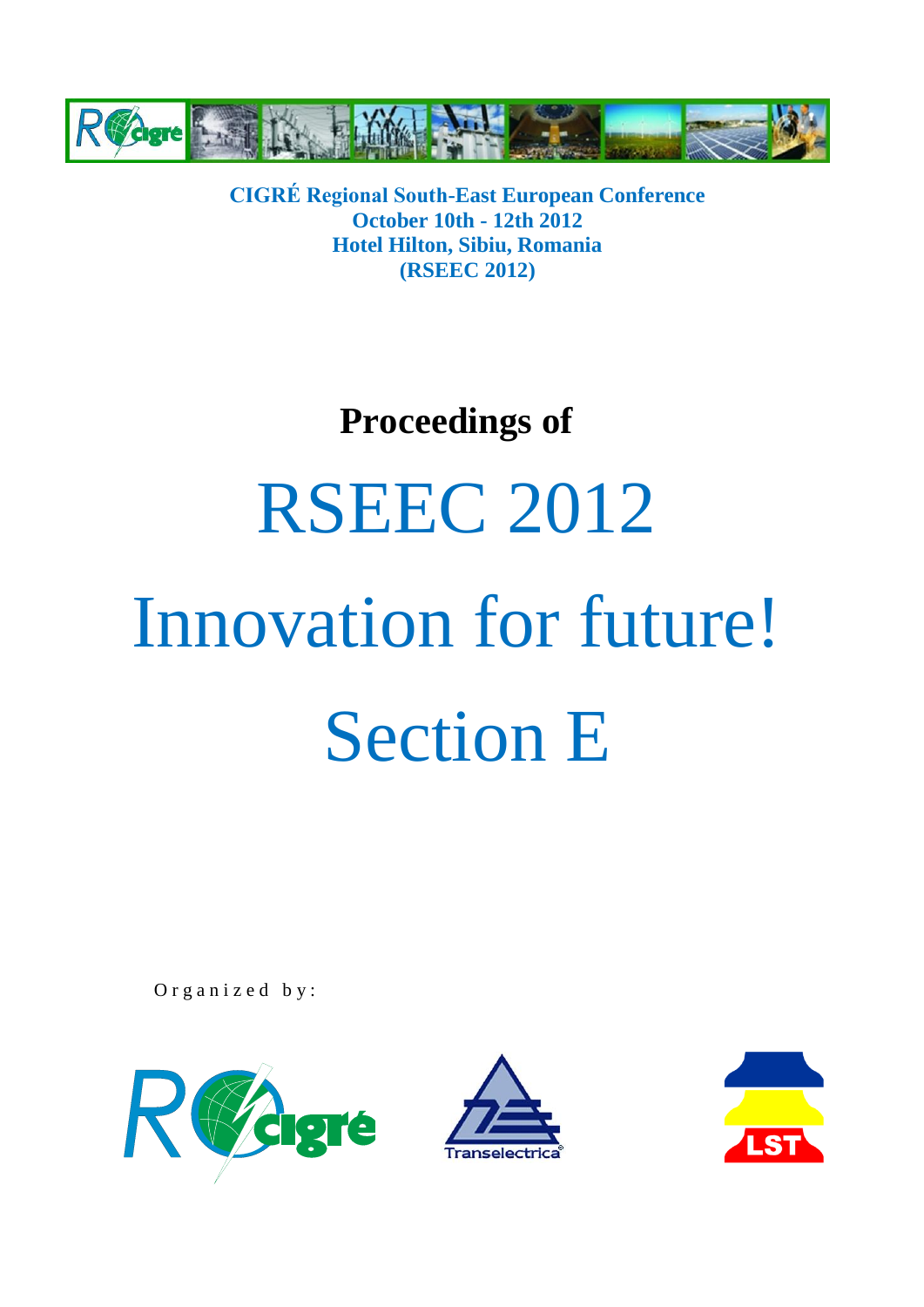**CIGRÉ Regional South-East European Conference**
**October 10th - 12th 2012**
**Hotel Hilton, Sibiu, Romania**
**(RSEEC 2012)**

## Proceedings of

# RSEEC 2012

# Innovation for future!

# Section E

Organized by:

Transelectrica

LST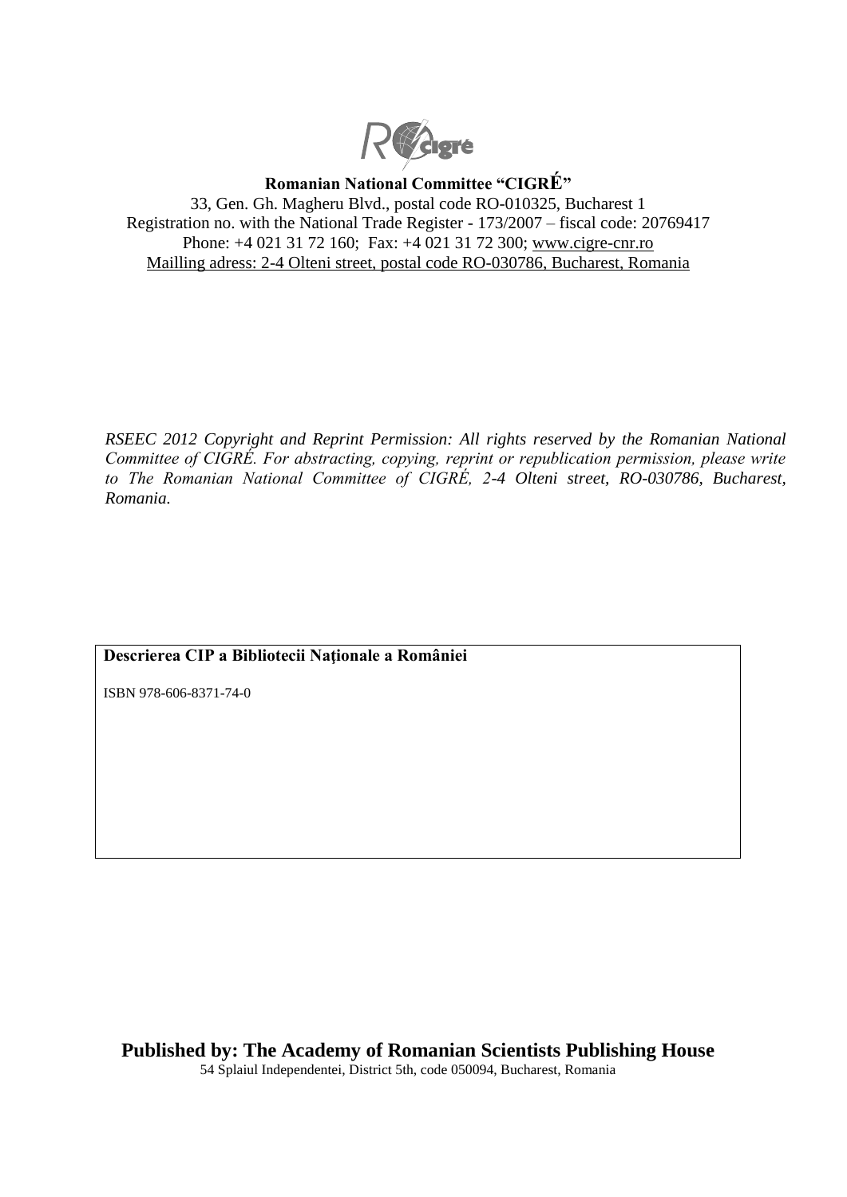**Romanian National Committee "CIGRÉ"**

33, Gen. Gh. Magheru Blvd., postal code RO-010325, Bucharest 1

Registration no. with the National Trade Register - 173/2007 – fiscal code: 20769417

Phone: +4 021 31 72 160; Fax: +4 021 31 72 300; www.cigre-cnr.ro

Mailling adress: 2-4 Olteni street, postal code RO-030786, Bucharest, Romania

*RSEEC 2012 Copyright and Reprint Permission: All rights reserved by the Romanian National Committee of CIGRÉ. For abstracting, copying, reprint or republication permission, please write to The Romanian National Committee of CIGRÉ, 2-4 Olteni street, RO-030786, Bucharest, Romania.*

**Descrierea CIP a Bibliotecii Naționale a României**

ISBN 978-606-8371-74-0

**Published by: The Academy of Romanian Scientists Publishing House**

54 Splaiul Independentei, District 5th, code 050094, Bucharest, Romania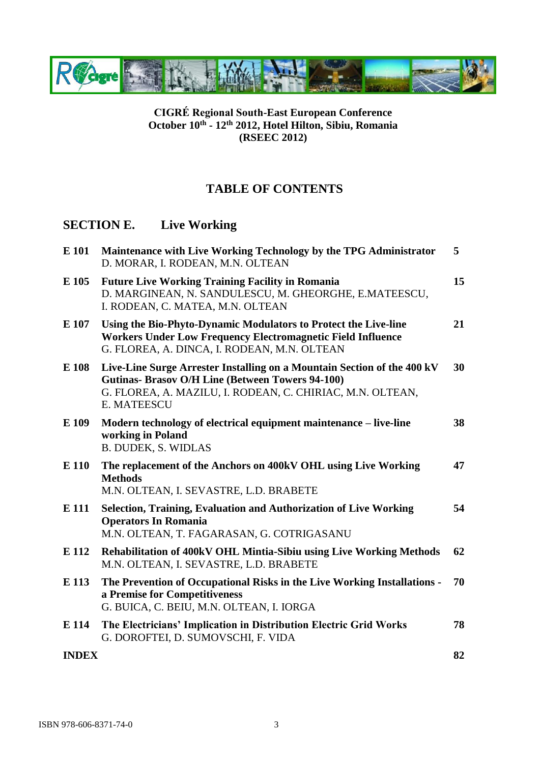**CIGRÉ Regional South-East European Conference**
**October 10th - 12th 2012, Hotel Hilton, Sibiu, Romania**
**(RSEEC 2012)**

# TABLE OF CONTENTS

## SECTION E. Live Working

| | | |
|---|---|---|
| **E 101** | **Maintenance with Live Working Technology by the TPG Administrator**<br>D. MORAR, I. RODEAN, M.N. OLTEAN | **5** |
| **E 105** | **Future Live Working Training Facility in Romania**<br>D. MARGINEAN, N. SANDULESCU, M. GHEORGHE, E.MATEESCU, I. RODEAN, C. MATEA, M.N. OLTEAN | **15** |
| **E 107** | **Using the Bio-Phyto-Dynamic Modulators to Protect the Live-line Workers Under Low Frequency Electromagnetic Field Influence**<br>G. FLOREA, A. DINCA, I. RODEAN, M.N. OLTEAN | **21** |
| **E 108** | **Live-Line Surge Arrester Installing on a Mountain Section of the 400 kV Gutinas- Brasov O/H Line (Between Towers 94-100)**<br>G. FLOREA, A. MAZILU, I. RODEAN, C. CHIRIAC, M.N. OLTEAN, E. MATEESCU | **30** |
| **E 109** | **Modern technology of electrical equipment maintenance – live-line working in Poland**<br>B. DUDEK, S. WIDLAS | **38** |
| **E 110** | **The replacement of the Anchors on 400kV OHL using Live Working Methods**<br>M.N. OLTEAN, I. SEVASTRE, L.D. BRABETE | **47** |
| **E 111** | **Selection, Training, Evaluation and Authorization of Live Working Operators In Romania**<br>M.N. OLTEAN, T. FAGARASAN, G. COTRIGASANU | **54** |
| **E 112** | **Rehabilitation of 400kV OHL Mintia-Sibiu using Live Working Methods**<br>M.N. OLTEAN, I. SEVASTRE, L.D. BRABETE | **62** |
| **E 113** | **The Prevention of Occupational Risks in the Live Working Installations - a Premise for Competitiveness**<br>G. BUICA, C. BEIU, M.N. OLTEAN, I. IORGA | **70** |
| **E 114** | **The Electricians' Implication in Distribution Electric Grid Works**<br>G. DOROFTEI, D. SUMOVSCHI, F. VIDA | **78** |
| **INDEX** | | **82** |

ISBN 978-606-8371-74-0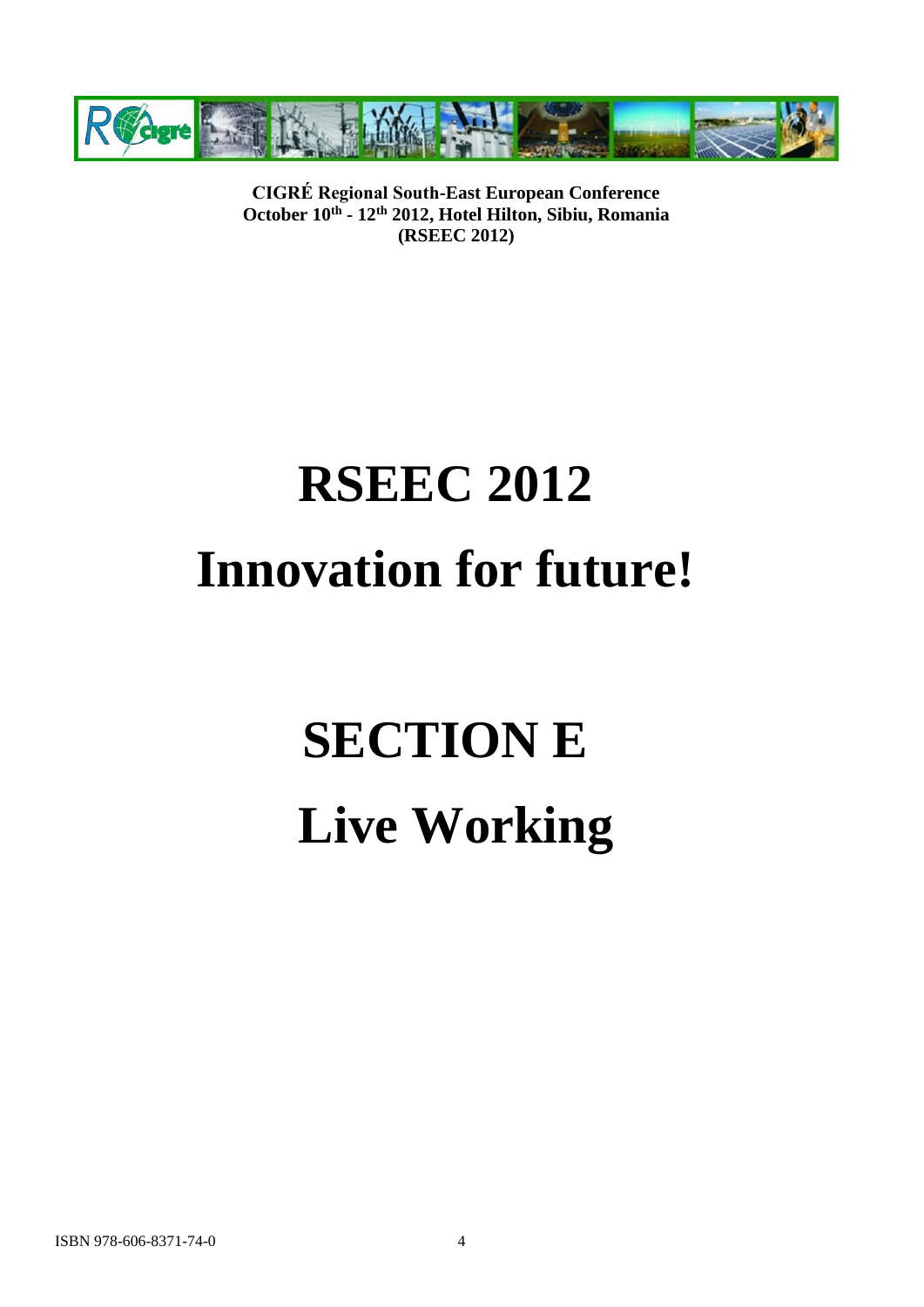**CIGRÉ Regional South-East European Conference**
**October 10th - 12th 2012, Hotel Hilton, Sibiu, Romania**
**(RSEEC 2012)**

# RSEEC 2012

# Innovation for future!

# SECTION E

# Live Working

ISBN 978-606-8371-74-0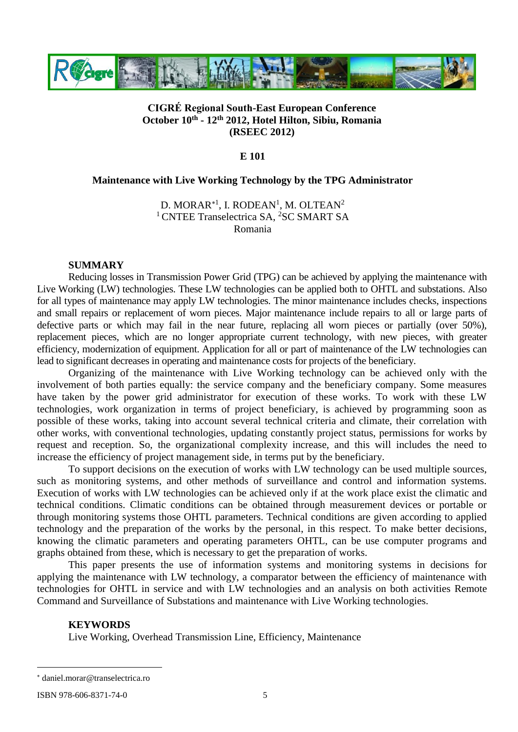**CIGRÉ Regional South-East European Conference**
**October 10th - 12th 2012, Hotel Hilton, Sibiu, Romania**
**(RSEEC 2012)**

**E 101**

# Maintenance with Live Working Technology by the TPG Administrator

D. MORAR[*1], I. RODEAN[1], M. OLTEAN[2]
[1] CNTEE Transelectrica SA, [2]SC SMART SA
Romania

## SUMMARY

Reducing losses in Transmission Power Grid (TPG) can be achieved by applying the maintenance with Live Working (LW) technologies. These LW technologies can be applied both to OHTL and substations. Also for all types of maintenance may apply LW technologies. The minor maintenance includes checks, inspections and small repairs or replacement of worn pieces. Major maintenance include repairs to all or large parts of defective parts or which may fail in the near future, replacing all worn pieces or partially (over 50%), replacement pieces, which are no longer appropriate current technology, with new pieces, with greater efficiency, modernization of equipment. Application for all or part of maintenance of the LW technologies can lead to significant decreases in operating and maintenance costs for projects of the beneficiary.

Organizing of the maintenance with Live Working technology can be achieved only with the involvement of both parties equally: the service company and the beneficiary company. Some measures have taken by the power grid administrator for execution of these works. To work with these LW technologies, work organization in terms of project beneficiary, is achieved by programming soon as possible of these works, taking into account several technical criteria and climate, their correlation with other works, with conventional technologies, updating constantly project status, permissions for works by request and reception. So, the organizational complexity increase, and this will includes the need to increase the efficiency of project management side, in terms put by the beneficiary.

To support decisions on the execution of works with LW technology can be used multiple sources, such as monitoring systems, and other methods of surveillance and control and information systems. Execution of works with LW technologies can be achieved only if at the work place exist the climatic and technical conditions. Climatic conditions can be obtained through measurement devices or portable or through monitoring systems those OHTL parameters. Technical conditions are given according to applied technology and the preparation of the works by the personal, in this respect. To make better decisions, knowing the climatic parameters and operating parameters OHTL, can be use computer programs and graphs obtained from these, which is necessary to get the preparation of works.

This paper presents the use of information systems and monitoring systems in decisions for applying the maintenance with LW technology, a comparator between the efficiency of maintenance with technologies for OHTL in service and with LW technologies and an analysis on both activities Remote Command and Surveillance of Substations and maintenance with Live Working technologies.

## KEYWORDS

Live Working, Overhead Transmission Line, Efficiency, Maintenance

---

[*] daniel.morar@transelectrica.ro

ISBN 978-606-8371-74-0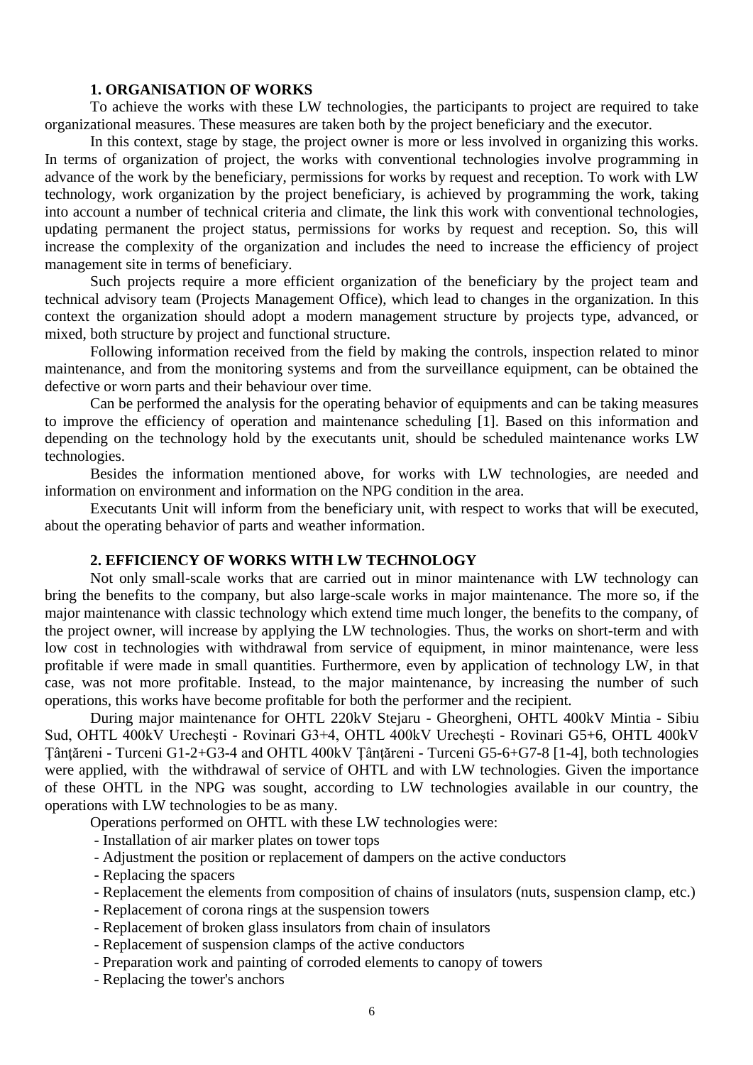## 1. ORGANISATION OF WORKS

To achieve the works with these LW technologies, the participants to project are required to take organizational measures. These measures are taken both by the project beneficiary and the executor.

In this context, stage by stage, the project owner is more or less involved in organizing this works. In terms of organization of project, the works with conventional technologies involve programming in advance of the work by the beneficiary, permissions for works by request and reception. To work with LW technology, work organization by the project beneficiary, is achieved by programming the work, taking into account a number of technical criteria and climate, the link this work with conventional technologies, updating permanent the project status, permissions for works by request and reception. So, this will increase the complexity of the organization and includes the need to increase the efficiency of project management site in terms of beneficiary.

Such projects require a more efficient organization of the beneficiary by the project team and technical advisory team (Projects Management Office), which lead to changes in the organization. In this context the organization should adopt a modern management structure by projects type, advanced, or mixed, both structure by project and functional structure.

Following information received from the field by making the controls, inspection related to minor maintenance, and from the monitoring systems and from the surveillance equipment, can be obtained the defective or worn parts and their behaviour over time.

Can be performed the analysis for the operating behavior of equipments and can be taking measures to improve the efficiency of operation and maintenance scheduling [1]. Based on this information and depending on the technology hold by the executants unit, should be scheduled maintenance works LW technologies.

Besides the information mentioned above, for works with LW technologies, are needed and information on environment and information on the NPG condition in the area.

Executants Unit will inform from the beneficiary unit, with respect to works that will be executed, about the operating behavior of parts and weather information.

## 2. EFFICIENCY OF WORKS WITH LW TECHNOLOGY

Not only small-scale works that are carried out in minor maintenance with LW technology can bring the benefits to the company, but also large-scale works in major maintenance. The more so, if the major maintenance with classic technology which extend time much longer, the benefits to the company, of the project owner, will increase by applying the LW technologies. Thus, the works on short-term and with low cost in technologies with withdrawal from service of equipment, in minor maintenance, were less profitable if were made in small quantities. Furthermore, even by application of technology LW, in that case, was not more profitable. Instead, to the major maintenance, by increasing the number of such operations, this works have become profitable for both the performer and the recipient.

During major maintenance for OHTL 220kV Stejaru - Gheorgheni, OHTL 400kV Mintia - Sibiu Sud, OHTL 400kV Urecheşti - Rovinari G3+4, OHTL 400kV Urecheşti - Rovinari G5+6, OHTL 400kV Ţânţăreni - Turceni G1-2+G3-4 and OHTL 400kV Ţânţăreni - Turceni G5-6+G7-8 [1-4], both technologies were applied, with the withdrawal of service of OHTL and with LW technologies. Given the importance of these OHTL in the NPG was sought, according to LW technologies available in our country, the operations with LW technologies to be as many.

Operations performed on OHTL with these LW technologies were:

- Installation of air marker plates on tower tops
- Adjustment the position or replacement of dampers on the active conductors
- Replacing the spacers
- Replacement the elements from composition of chains of insulators (nuts, suspension clamp, etc.)
- Replacement of corona rings at the suspension towers
- Replacement of broken glass insulators from chain of insulators
- Replacement of suspension clamps of the active conductors
- Preparation work and painting of corroded elements to canopy of towers
- Replacing the tower's anchors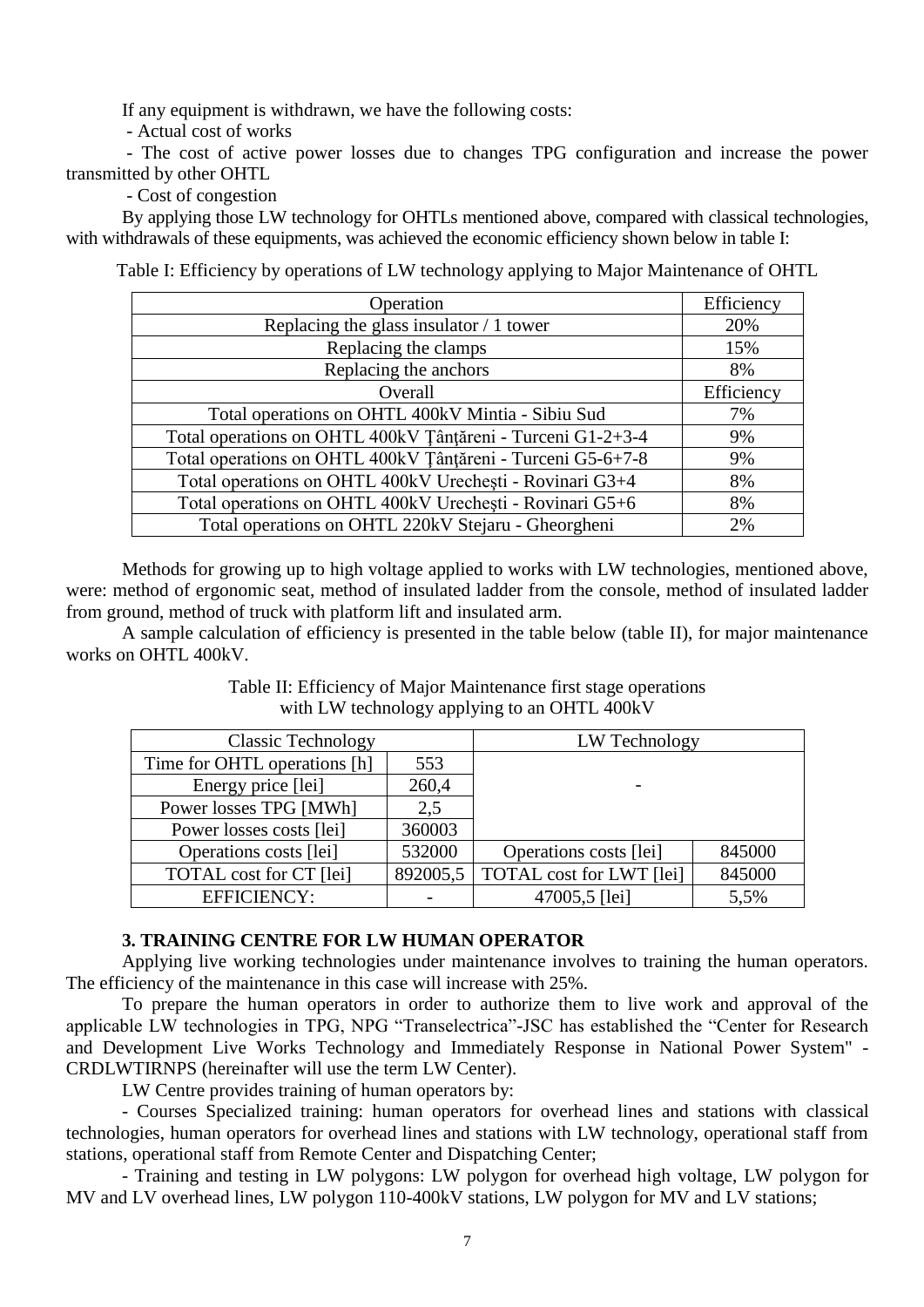If any equipment is withdrawn, we have the following costs:

- Actual cost of works
- The cost of active power losses due to changes TPG configuration and increase the power transmitted by other OHTL
- Cost of congestion

By applying those LW technology for OHTLs mentioned above, compared with classical technologies, with withdrawals of these equipments, was achieved the economic efficiency shown below in table I:

Table I: Efficiency by operations of LW technology applying to Major Maintenance of OHTL

| Operation | Efficiency |
|---|---|
| Replacing the glass insulator / 1 tower | 20% |
| Replacing the clamps | 15% |
| Replacing the anchors | 8% |
| Overall | Efficiency |
| Total operations on OHTL 400kV Mintia - Sibiu Sud | 7% |
| Total operations on OHTL 400kV Ţânţăreni - Turceni G1-2+3-4 | 9% |
| Total operations on OHTL 400kV Ţânţăreni - Turceni G5-6+7-8 | 9% |
| Total operations on OHTL 400kV Urecheşti - Rovinari G3+4 | 8% |
| Total operations on OHTL 400kV Urecheşti - Rovinari G5+6 | 8% |
| Total operations on OHTL 220kV Stejaru - Gheorgheni | 2% |

Methods for growing up to high voltage applied to works with LW technologies, mentioned above, were: method of ergonomic seat, method of insulated ladder from the console, method of insulated ladder from ground, method of truck with platform lift and insulated arm.

A sample calculation of efficiency is presented in the table below (table II), for major maintenance works on OHTL 400kV.

Table II: Efficiency of Major Maintenance first stage operations with LW technology applying to an OHTL 400kV

| Classic Technology | | LW Technology | |
|---|---|---|---|
| Time for OHTL operations [h] | 553 | - | |
| Energy price [lei] | 260,4 | | |
| Power losses TPG [MWh] | 2,5 | | |
| Power losses costs [lei] | 360003 | | |
| Operations costs [lei] | 532000 | Operations costs [lei] | 845000 |
| TOTAL cost for CT [lei] | 892005,5 | TOTAL cost for LWT [lei] | 845000 |
| EFFICIENCY: | - | 47005,5 [lei] | 5,5% |

### 3. TRAINING CENTRE FOR LW HUMAN OPERATOR

Applying live working technologies under maintenance involves to training the human operators. The efficiency of the maintenance in this case will increase with 25%.

To prepare the human operators in order to authorize them to live work and approval of the applicable LW technologies in TPG, NPG "Transelectrica"-JSC has established the "Center for Research and Development Live Works Technology and Immediately Response in National Power System" - CRDLWTIRNPS (hereinafter will use the term LW Center).

LW Centre provides training of human operators by:

- Courses Specialized training: human operators for overhead lines and stations with classical technologies, human operators for overhead lines and stations with LW technology, operational staff from stations, operational staff from Remote Center and Dispatching Center;
- Training and testing in LW polygons: LW polygon for overhead high voltage, LW polygon for MV and LV overhead lines, LW polygon 110-400kV stations, LW polygon for MV and LV stations;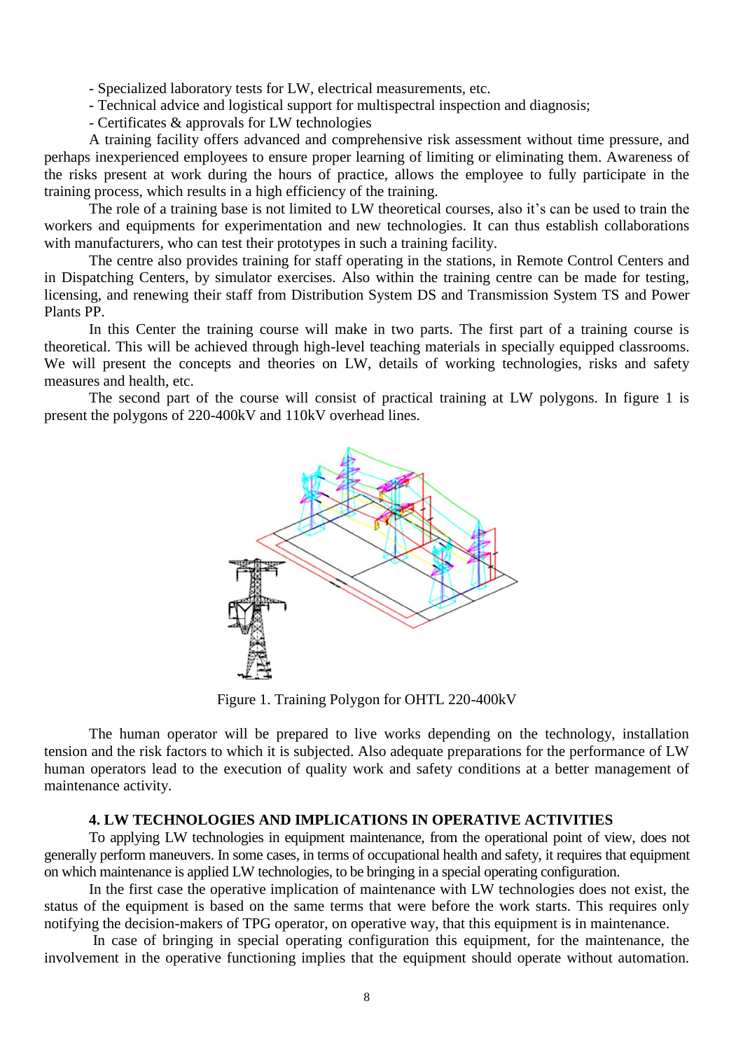- Specialized laboratory tests for LW, electrical measurements, etc.
- Technical advice and logistical support for multispectral inspection and diagnosis;
- Certificates & approvals for LW technologies

A training facility offers advanced and comprehensive risk assessment without time pressure, and perhaps inexperienced employees to ensure proper learning of limiting or eliminating them. Awareness of the risks present at work during the hours of practice, allows the employee to fully participate in the training process, which results in a high efficiency of the training.

The role of a training base is not limited to LW theoretical courses, also it's can be used to train the workers and equipments for experimentation and new technologies. It can thus establish collaborations with manufacturers, who can test their prototypes in such a training facility.

The centre also provides training for staff operating in the stations, in Remote Control Centers and in Dispatching Centers, by simulator exercises. Also within the training centre can be made for testing, licensing, and renewing their staff from Distribution System DS and Transmission System TS and Power Plants PP.

In this Center the training course will make in two parts. The first part of a training course is theoretical. This will be achieved through high-level teaching materials in specially equipped classrooms. We will present the concepts and theories on LW, details of working technologies, risks and safety measures and health, etc.

The second part of the course will consist of practical training at LW polygons. In figure 1 is present the polygons of 220-400kV and 110kV overhead lines.

Figure 1. Training Polygon for OHTL 220-400kV

The human operator will be prepared to live works depending on the technology, installation tension and the risk factors to which it is subjected. Also adequate preparations for the performance of LW human operators lead to the execution of quality work and safety conditions at a better management of maintenance activity.

### 4. LW TECHNOLOGIES AND IMPLICATIONS IN OPERATIVE ACTIVITIES

To applying LW technologies in equipment maintenance, from the operational point of view, does not generally perform maneuvers. In some cases, in terms of occupational health and safety, it requires that equipment on which maintenance is applied LW technologies, to be bringing in a special operating configuration.

In the first case the operative implication of maintenance with LW technologies does not exist, the status of the equipment is based on the same terms that were before the work starts. This requires only notifying the decision-makers of TPG operator, on operative way, that this equipment is in maintenance.

In case of bringing in special operating configuration this equipment, for the maintenance, the involvement in the operative functioning implies that the equipment should operate without automation.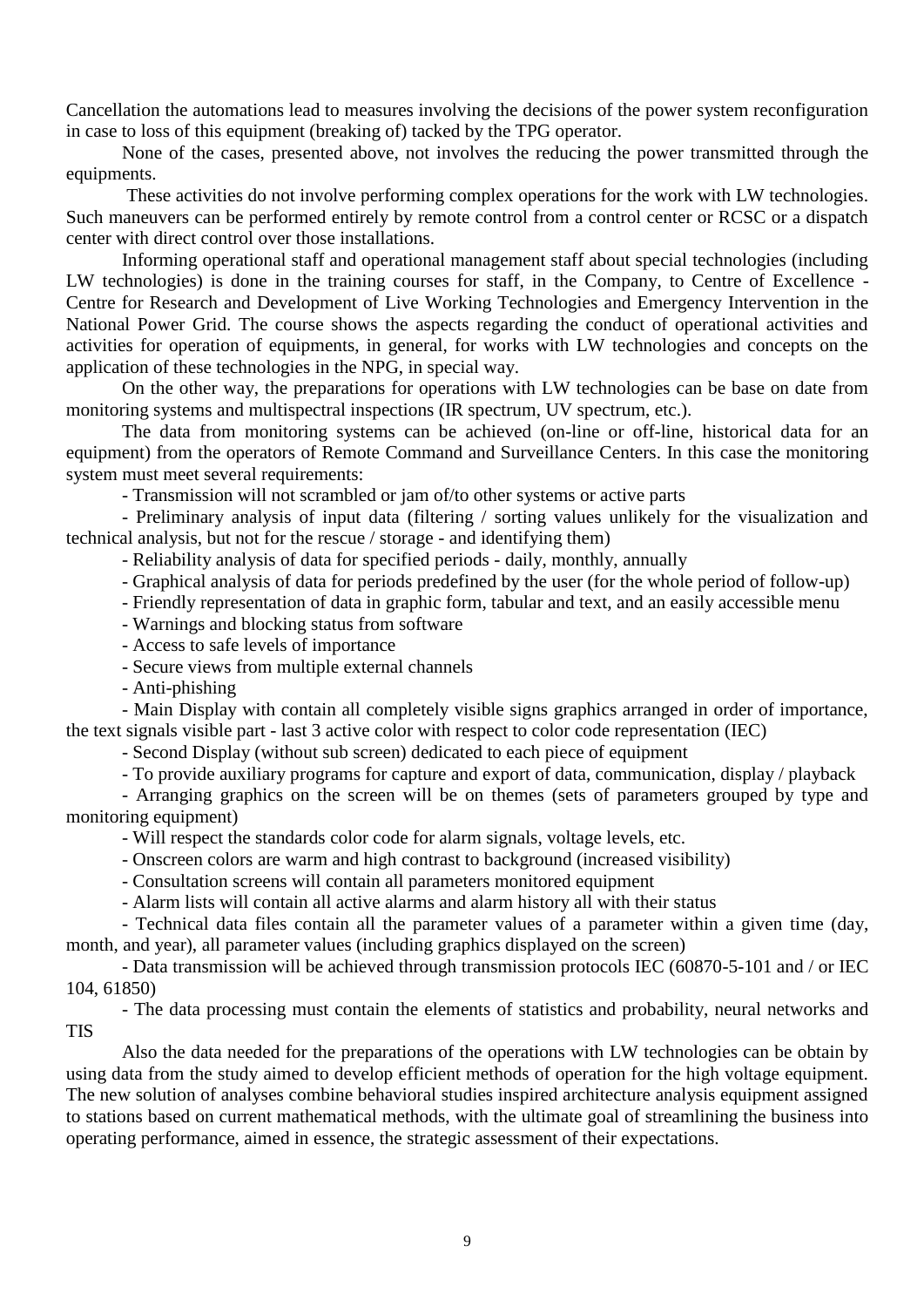Cancellation the automations lead to measures involving the decisions of the power system reconfiguration in case to loss of this equipment (breaking of) tacked by the TPG operator.

None of the cases, presented above, not involves the reducing the power transmitted through the equipments.

These activities do not involve performing complex operations for the work with LW technologies. Such maneuvers can be performed entirely by remote control from a control center or RCSC or a dispatch center with direct control over those installations.

Informing operational staff and operational management staff about special technologies (including LW technologies) is done in the training courses for staff, in the Company, to Centre of Excellence - Centre for Research and Development of Live Working Technologies and Emergency Intervention in the National Power Grid. The course shows the aspects regarding the conduct of operational activities and activities for operation of equipments, in general, for works with LW technologies and concepts on the application of these technologies in the NPG, in special way.

On the other way, the preparations for operations with LW technologies can be base on date from monitoring systems and multispectral inspections (IR spectrum, UV spectrum, etc.).

The data from monitoring systems can be achieved (on-line or off-line, historical data for an equipment) from the operators of Remote Command and Surveillance Centers. In this case the monitoring system must meet several requirements:

- Transmission will not scrambled or jam of/to other systems or active parts
- Preliminary analysis of input data (filtering / sorting values unlikely for the visualization and technical analysis, but not for the rescue / storage - and identifying them)
- Reliability analysis of data for specified periods - daily, monthly, annually
- Graphical analysis of data for periods predefined by the user (for the whole period of follow-up)
- Friendly representation of data in graphic form, tabular and text, and an easily accessible menu
- Warnings and blocking status from software
- Access to safe levels of importance
- Secure views from multiple external channels
- Anti-phishing
- Main Display with contain all completely visible signs graphics arranged in order of importance, the text signals visible part - last 3 active color with respect to color code representation (IEC)
- Second Display (without sub screen) dedicated to each piece of equipment
- To provide auxiliary programs for capture and export of data, communication, display / playback
- Arranging graphics on the screen will be on themes (sets of parameters grouped by type and monitoring equipment)
- Will respect the standards color code for alarm signals, voltage levels, etc.
- Onscreen colors are warm and high contrast to background (increased visibility)
- Consultation screens will contain all parameters monitored equipment
- Alarm lists will contain all active alarms and alarm history all with their status
- Technical data files contain all the parameter values of a parameter within a given time (day, month, and year), all parameter values (including graphics displayed on the screen)
- Data transmission will be achieved through transmission protocols IEC (60870-5-101 and / or IEC 104, 61850)
- The data processing must contain the elements of statistics and probability, neural networks and TIS

Also the data needed for the preparations of the operations with LW technologies can be obtain by using data from the study aimed to develop efficient methods of operation for the high voltage equipment. The new solution of analyses combine behavioral studies inspired architecture analysis equipment assigned to stations based on current mathematical methods, with the ultimate goal of streamlining the business into operating performance, aimed in essence, the strategic assessment of their expectations.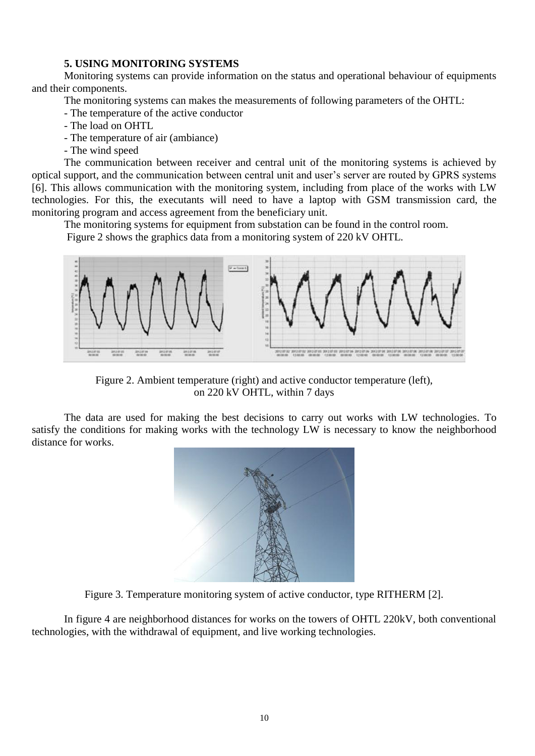### 5. USING MONITORING SYSTEMS

Monitoring systems can provide information on the status and operational behaviour of equipments and their components.

The monitoring systems can makes the measurements of following parameters of the OHTL:

- The temperature of the active conductor
- The load on OHTL
- The temperature of air (ambiance)
- The wind speed

The communication between receiver and central unit of the monitoring systems is achieved by optical support, and the communication between central unit and user's server are routed by GPRS systems [6]. This allows communication with the monitoring system, including from place of the works with LW technologies. For this, the executants will need to have a laptop with GSM transmission card, the monitoring program and access agreement from the beneficiary unit.

The monitoring systems for equipment from substation can be found in the control room.

Figure 2 shows the graphics data from a monitoring system of 220 kV OHTL.

Figure 2. Ambient temperature (right) and active conductor temperature (left), on 220 kV OHTL, within 7 days

The data are used for making the best decisions to carry out works with LW technologies. To satisfy the conditions for making works with the technology LW is necessary to know the neighborhood distance for works.

Figure 3. Temperature monitoring system of active conductor, type RITHERM [2].

In figure 4 are neighborhood distances for works on the towers of OHTL 220kV, both conventional technologies, with the withdrawal of equipment, and live working technologies.